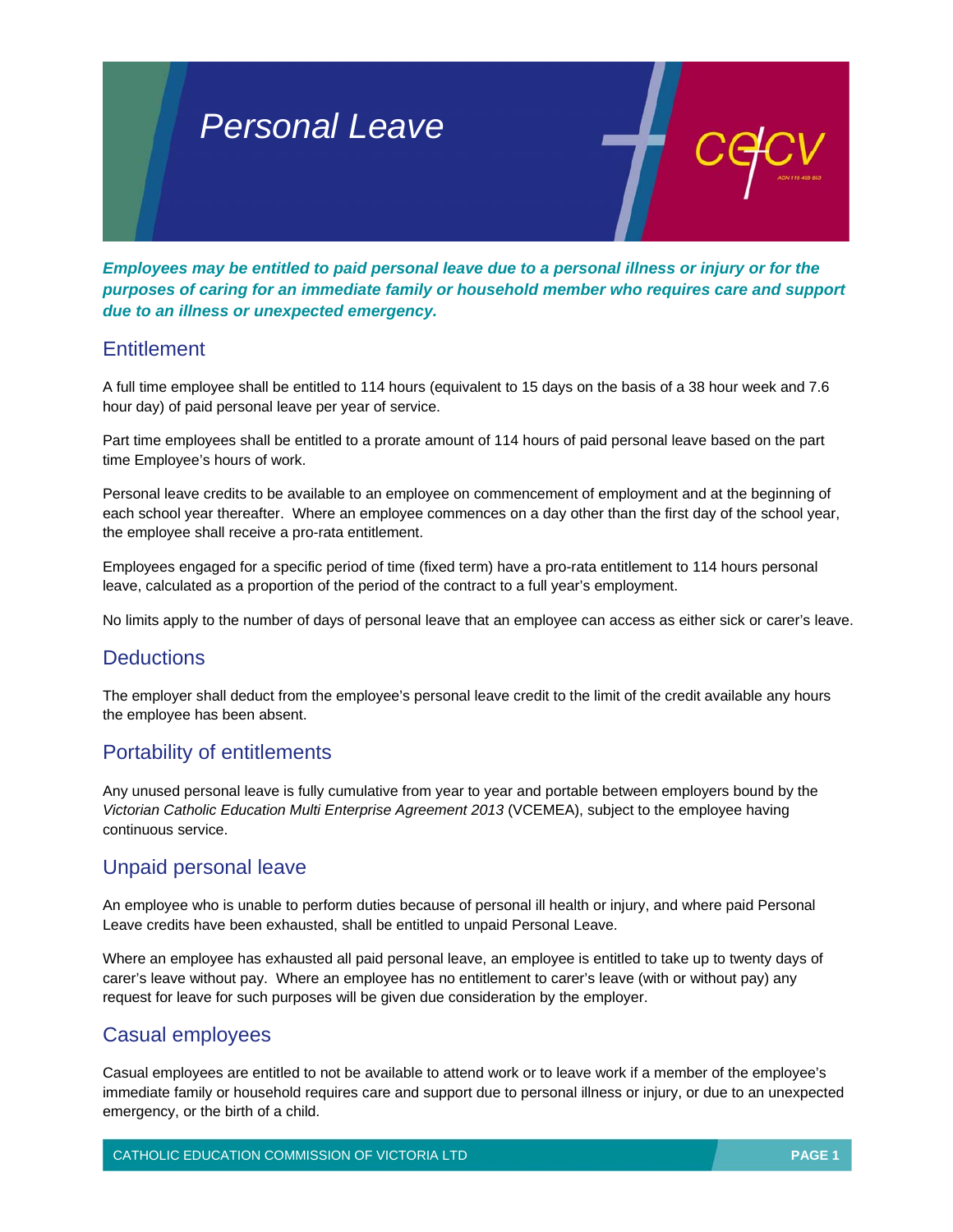# Personal Leave

***Employees may be entitled to paid personal leave due to a personal illness or injury or for the purposes of caring for an immediate family or household member who requires care and support due to an illness or unexpected emergency.***

## Entitlement

A full time employee shall be entitled to 114 hours (equivalent to 15 days on the basis of a 38 hour week and 7.6 hour day) of paid personal leave per year of service.

Part time employees shall be entitled to a prorate amount of 114 hours of paid personal leave based on the part time Employee's hours of work.

Personal leave credits to be available to an employee on commencement of employment and at the beginning of each school year thereafter. Where an employee commences on a day other than the first day of the school year, the employee shall receive a pro-rata entitlement.

Employees engaged for a specific period of time (fixed term) have a pro-rata entitlement to 114 hours personal leave, calculated as a proportion of the period of the contract to a full year's employment.

No limits apply to the number of days of personal leave that an employee can access as either sick or carer's leave.

## Deductions

The employer shall deduct from the employee's personal leave credit to the limit of the credit available any hours the employee has been absent.

## Portability of entitlements

Any unused personal leave is fully cumulative from year to year and portable between employers bound by the *Victorian Catholic Education Multi Enterprise Agreement 2013* (VCEMEA), subject to the employee having continuous service.

## Unpaid personal leave

An employee who is unable to perform duties because of personal ill health or injury, and where paid Personal Leave credits have been exhausted, shall be entitled to unpaid Personal Leave.

Where an employee has exhausted all paid personal leave, an employee is entitled to take up to twenty days of carer's leave without pay. Where an employee has no entitlement to carer's leave (with or without pay) any request for leave for such purposes will be given due consideration by the employer.

## Casual employees

Casual employees are entitled to not be available to attend work or to leave work if a member of the employee's immediate family or household requires care and support due to personal illness or injury, or due to an unexpected emergency, or the birth of a child.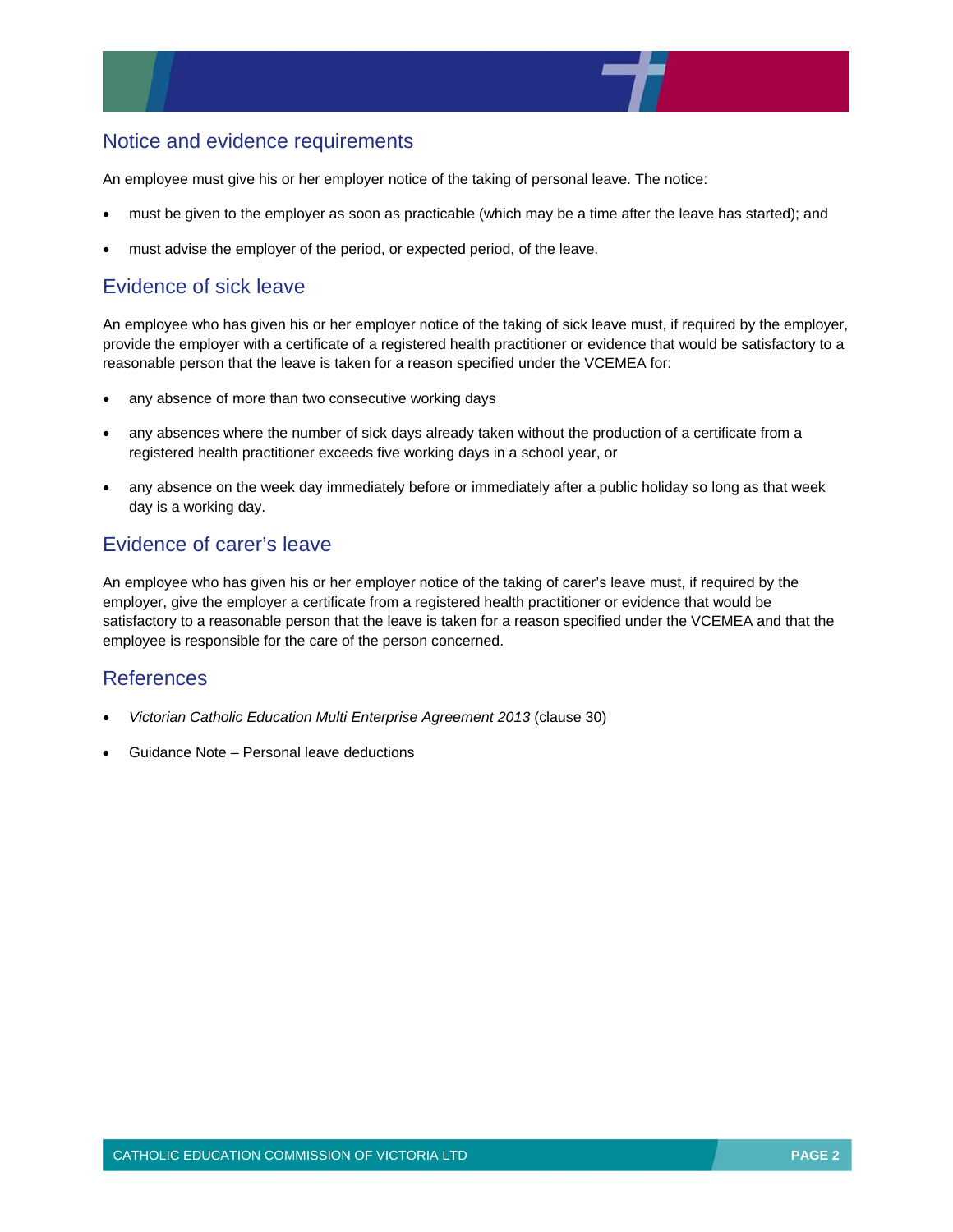## Notice and evidence requirements

An employee must give his or her employer notice of the taking of personal leave. The notice:

- must be given to the employer as soon as practicable (which may be a time after the leave has started); and
- must advise the employer of the period, or expected period, of the leave.

## Evidence of sick leave

An employee who has given his or her employer notice of the taking of sick leave must, if required by the employer, provide the employer with a certificate of a registered health practitioner or evidence that would be satisfactory to a reasonable person that the leave is taken for a reason specified under the VCEMEA for:

- any absence of more than two consecutive working days
- any absences where the number of sick days already taken without the production of a certificate from a registered health practitioner exceeds five working days in a school year, or
- any absence on the week day immediately before or immediately after a public holiday so long as that week day is a working day.

## Evidence of carer's leave

An employee who has given his or her employer notice of the taking of carer's leave must, if required by the employer, give the employer a certificate from a registered health practitioner or evidence that would be satisfactory to a reasonable person that the leave is taken for a reason specified under the VCEMEA and that the employee is responsible for the care of the person concerned.

## References

- *Victorian Catholic Education Multi Enterprise Agreement 2013* (clause 30)
- Guidance Note – Personal leave deductions